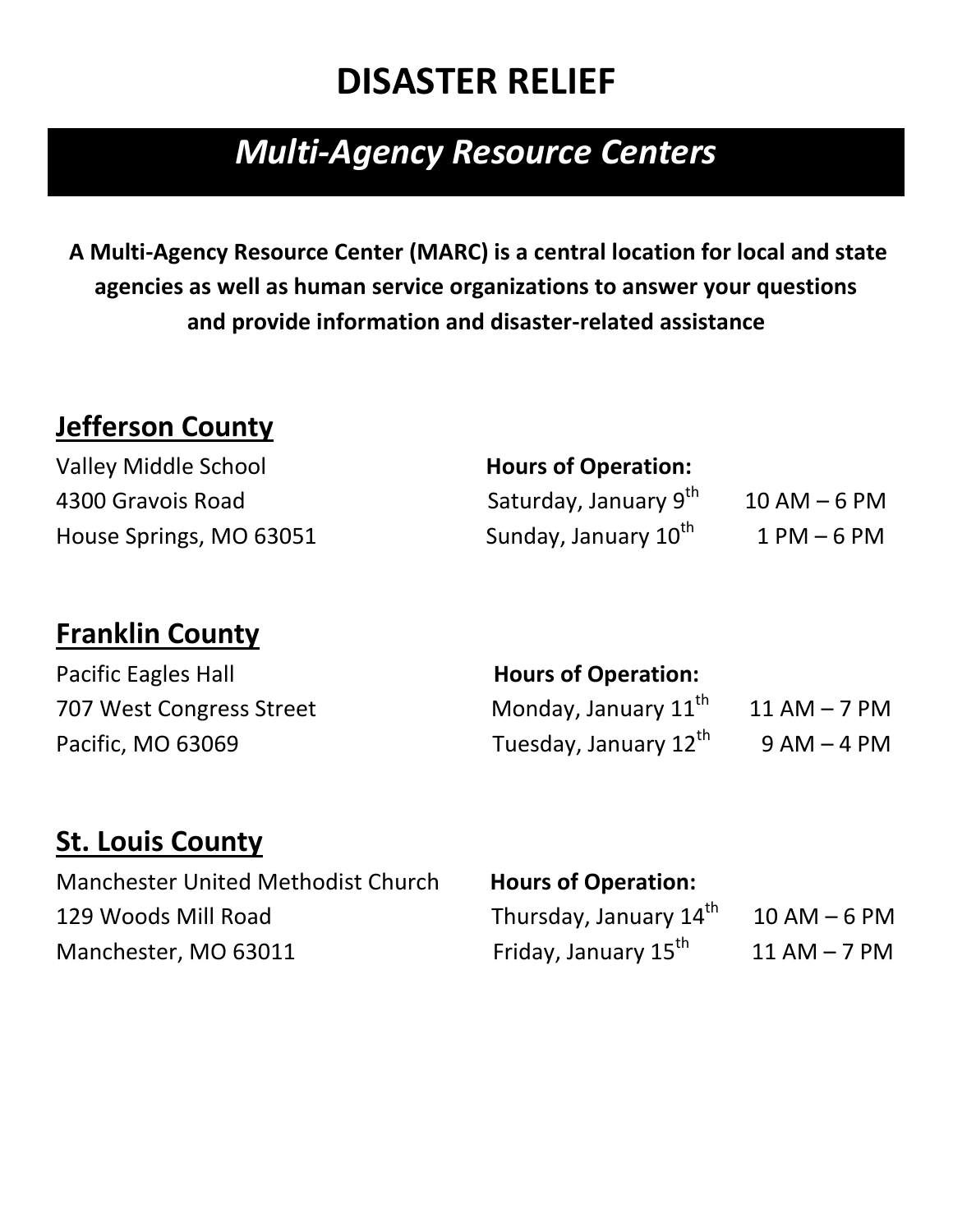# DISASTER RELIEF

## *Multi-Agency Resource Centers*

**A Multi-Agency Resource Center (MARC) is a central location for local and state agencies as well as human service organizations to answer your questions and provide information and disaster-related assistance**

### Jefferson County

Valley Middle School
4300 Gravois Road
House Springs, MO 63051

**Hours of Operation:**
Saturday, January 9th 10 AM – 6 PM
Sunday, January 10th 1 PM – 6 PM

### Franklin County

Pacific Eagles Hall
707 West Congress Street
Pacific, MO 63069

**Hours of Operation:**
Monday, January 11th 11 AM – 7 PM
Tuesday, January 12th 9 AM – 4 PM

### St. Louis County

Manchester United Methodist Church
129 Woods Mill Road
Manchester, MO 63011

**Hours of Operation:**
Thursday, January 14th 10 AM – 6 PM
Friday, January 15th 11 AM – 7 PM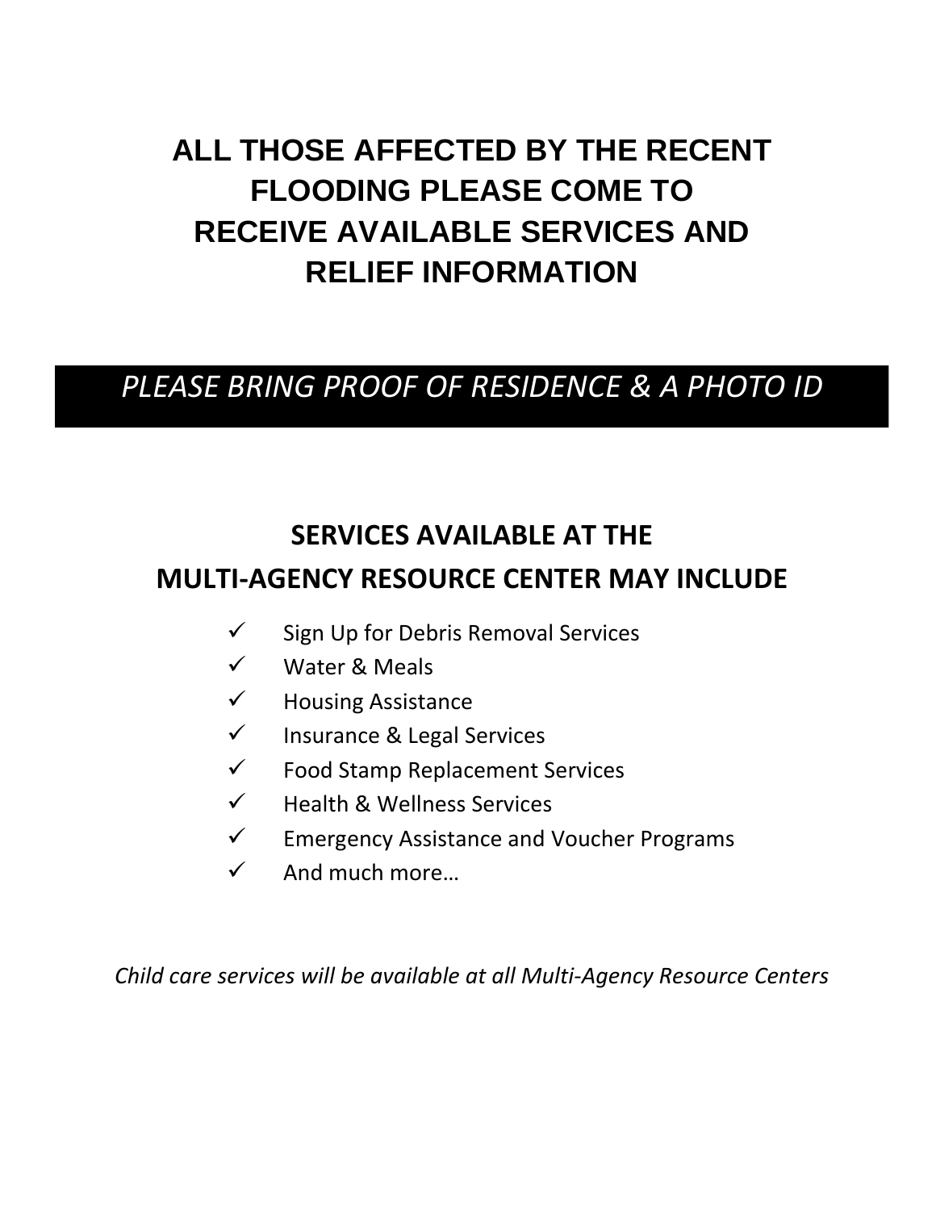# ALL THOSE AFFECTED BY THE RECENT FLOODING PLEASE COME TO RECEIVE AVAILABLE SERVICES AND RELIEF INFORMATION

*PLEASE BRING PROOF OF RESIDENCE & A PHOTO ID*

## SERVICES AVAILABLE AT THE MULTI-AGENCY RESOURCE CENTER MAY INCLUDE

- ✓ Sign Up for Debris Removal Services
- ✓ Water & Meals
- ✓ Housing Assistance
- ✓ Insurance & Legal Services
- ✓ Food Stamp Replacement Services
- ✓ Health & Wellness Services
- ✓ Emergency Assistance and Voucher Programs
- ✓ And much more…

*Child care services will be available at all Multi-Agency Resource Centers*